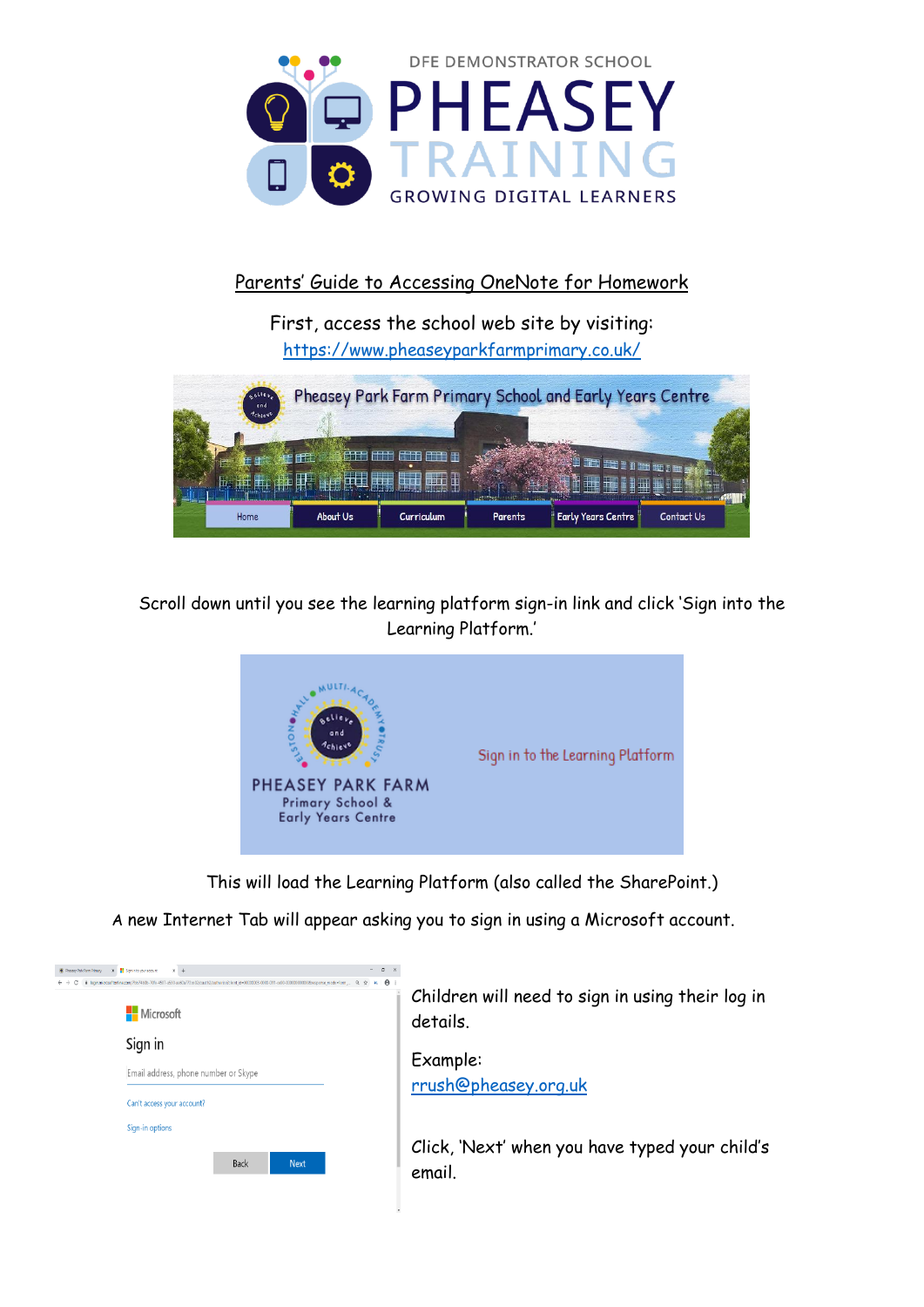DFE DEMONSTRATOR SCHOOL

# PHEASEY TRAINING

GROWING DIGITAL LEARNERS

## Parents' Guide to Accessing OneNote for Homework

First, access the school web site by visiting:
https://www.pheaseyparkfarmprimary.co.uk/

Scroll down until you see the learning platform sign-in link and click 'Sign into the Learning Platform.'

This will load the Learning Platform (also called the SharePoint.)

A new Internet Tab will appear asking you to sign in using a Microsoft account.

Children will need to sign in using their log in details.

Example:
rrush@pheasey.org.uk

Click, 'Next' when you have typed your child's email.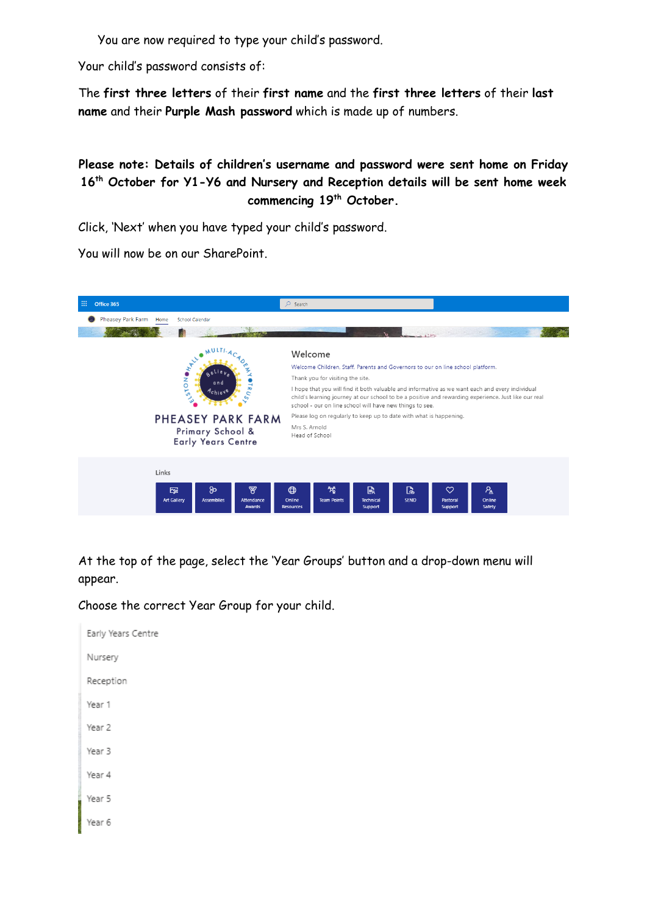You are now required to type your child's password.

Your child's password consists of:

The **first three letters** of their **first name** and the **first three letters** of their **last name** and their **Purple Mash password** which is made up of numbers.

**Please note: Details of children's username and password were sent home on Friday 16th October for Y1-Y6 and Nursery and Reception details will be sent home week commencing 19th October.**

Click, 'Next' when you have typed your child's password.

You will now be on our SharePoint.

Office 365

Search

Pheasey Park Farm | Home | School Calendar

Welcome

Welcome Children, Staff, Parents and Governors to our on line school platform.

Thank you for visiting the site.

I hope that you will find it both valuable and informative as we want each and every individual child's learning journey at our school to be a positive and rewarding experience. Just like our real school - our on line school will have new things to see.

Please log on regularly to keep up to date with what is happening.

Mrs S. Arnold
Head of School

PHEASEY PARK FARM
Primary School &
Early Years Centre

Links

Art Gallery | Assemblies | Attendance Awards | Online Resources | Team Points | Technical Support | SEND | Pastoral Support | Online Safety

At the top of the page, select the 'Year Groups' button and a drop-down menu will appear.

Choose the correct Year Group for your child.

- Early Years Centre
- Nursery
- Reception
- Year 1
- Year 2
- Year 3
- Year 4
- Year 5
- Year 6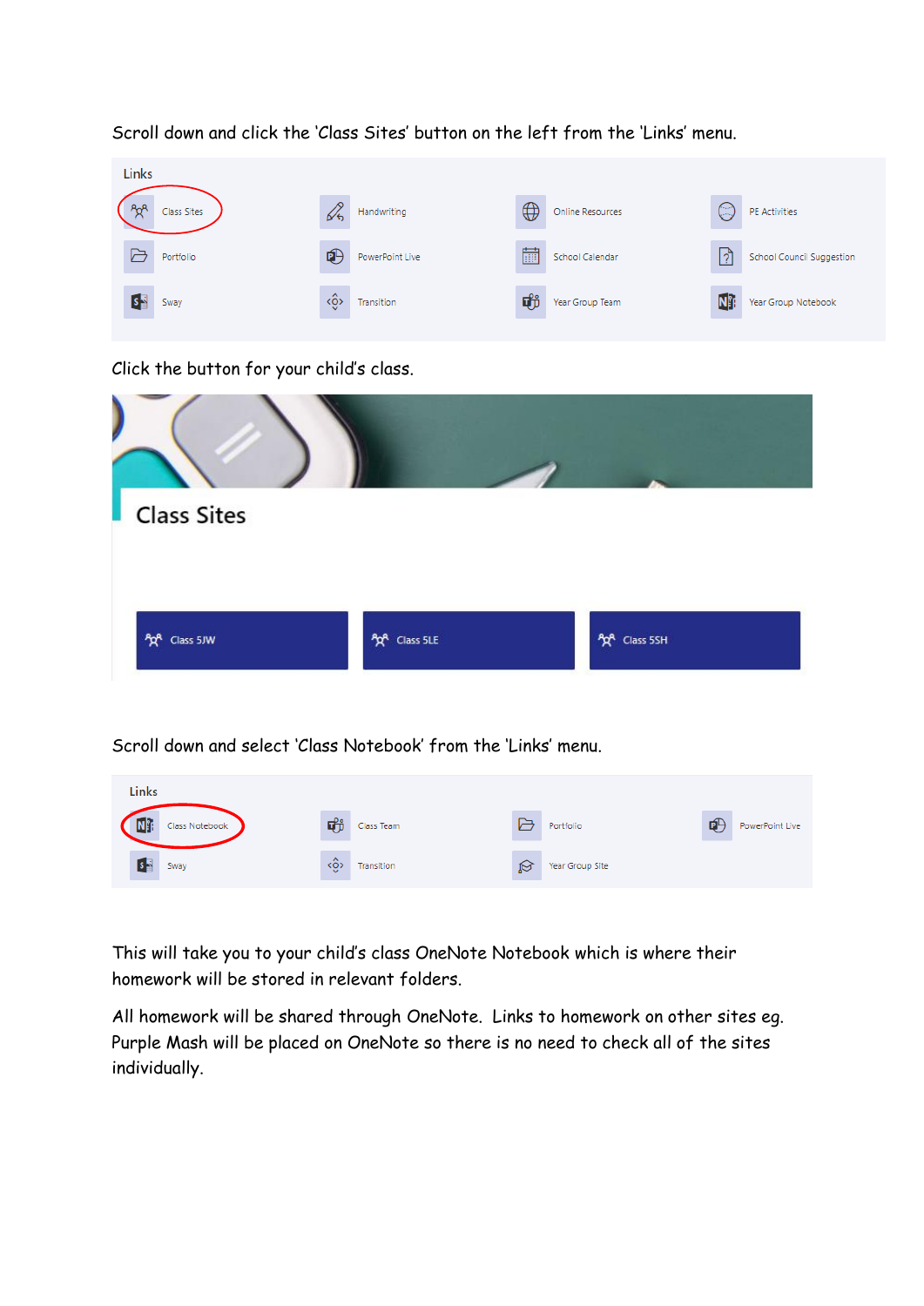Scroll down and click the 'Class Sites' button on the left from the 'Links' menu.

Links

| | | | |
|---|---|---|---|
| Class Sites | Handwriting | Online Resources | PE Activities |
| Portfolio | PowerPoint Live | School Calendar | School Council Suggestion |
| Sway | Transition | Year Group Team | Year Group Notebook |

Click the button for your child's class.

Class Sites

Class 5JW | Class 5LE | Class 5SH

Scroll down and select 'Class Notebook' from the 'Links' menu.

Links

| | | | |
|---|---|---|---|
| Class Notebook | Class Team | Portfolio | PowerPoint Live |
| Sway | Transition | Year Group Site | |

This will take you to your child's class OneNote Notebook which is where their homework will be stored in relevant folders.

All homework will be shared through OneNote. Links to homework on other sites eg. Purple Mash will be placed on OneNote so there is no need to check all of the sites individually.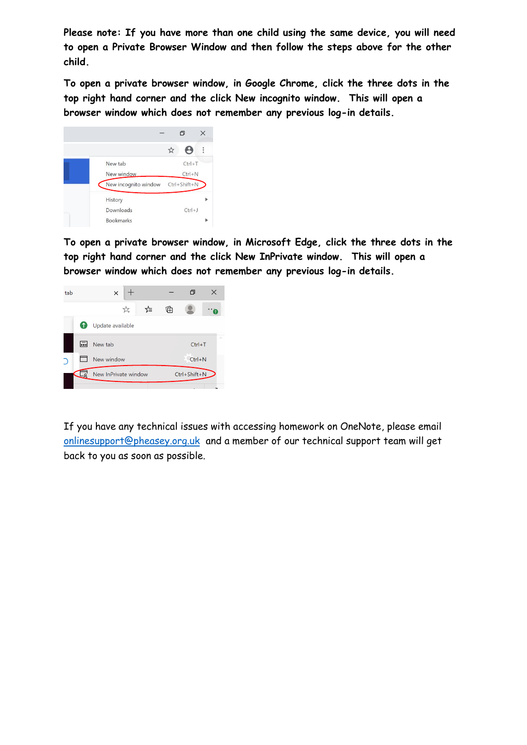**Please note: If you have more than one child using the same device, you will need to open a Private Browser Window and then follow the steps above for the other child.**

**To open a private browser window, in Google Chrome, click the three dots in the top right hand corner and the click New incognito window. This will open a browser window which does not remember any previous log-in details.**

**To open a private browser window, in Microsoft Edge, click the three dots in the top right hand corner and the click New InPrivate window. This will open a browser window which does not remember any previous log-in details.**

If you have any technical issues with accessing homework on OneNote, please email onlinesupport@pheasey.org.uk and a member of our technical support team will get back to you as soon as possible.